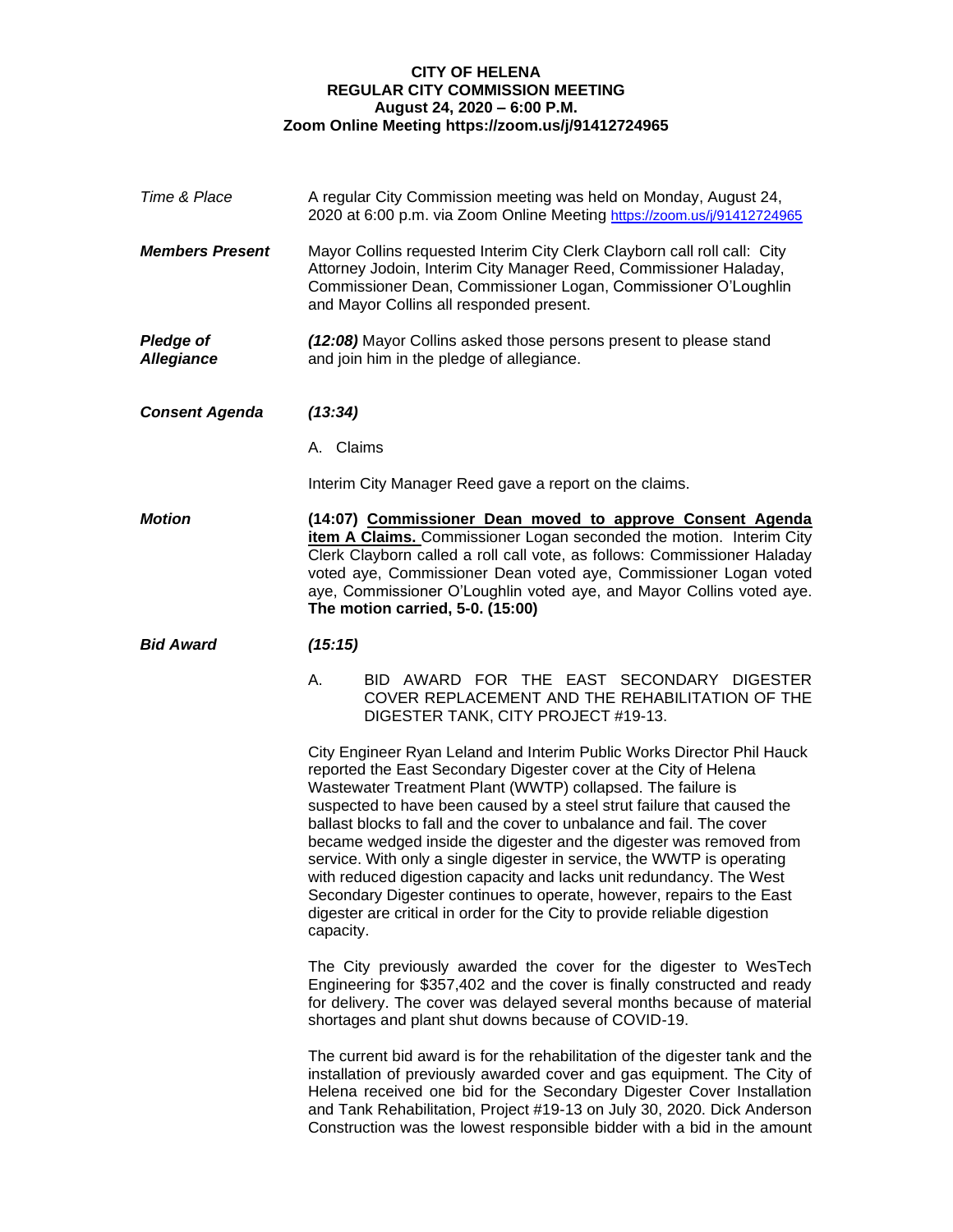**CITY OF HELENA**
**REGULAR CITY COMMISSION MEETING**
**August 24, 2020 – 6:00 P.M.**
**Zoom Online Meeting https://zoom.us/j/91412724965**

*Time & Place*

A regular City Commission meeting was held on Monday, August 24, 2020 at 6:00 p.m. via Zoom Online Meeting https://zoom.us/j/91412724965

***Members Present***

Mayor Collins requested Interim City Clerk Clayborn call roll call: City Attorney Jodoin, Interim City Manager Reed, Commissioner Haladay, Commissioner Dean, Commissioner Logan, Commissioner O'Loughlin and Mayor Collins all responded present.

***Pledge of Allegiance***

***(12:08)*** Mayor Collins asked those persons present to please stand and join him in the pledge of allegiance.

***Consent Agenda***

***(13:34)***

A. Claims

Interim City Manager Reed gave a report on the claims.

***Motion***

**(14:07) Commissioner Dean moved to approve Consent Agenda item A Claims.** Commissioner Logan seconded the motion. Interim City Clerk Clayborn called a roll call vote, as follows: Commissioner Haladay voted aye, Commissioner Dean voted aye, Commissioner Logan voted aye, Commissioner O'Loughlin voted aye, and Mayor Collins voted aye. **The motion carried, 5-0. (15:00)**

***Bid Award***

***(15:15)***

A. BID AWARD FOR THE EAST SECONDARY DIGESTER COVER REPLACEMENT AND THE REHABILITATION OF THE DIGESTER TANK, CITY PROJECT #19-13.

City Engineer Ryan Leland and Interim Public Works Director Phil Hauck reported the East Secondary Digester cover at the City of Helena Wastewater Treatment Plant (WWTP) collapsed. The failure is suspected to have been caused by a steel strut failure that caused the ballast blocks to fall and the cover to unbalance and fail. The cover became wedged inside the digester and the digester was removed from service. With only a single digester in service, the WWTP is operating with reduced digestion capacity and lacks unit redundancy. The West Secondary Digester continues to operate, however, repairs to the East digester are critical in order for the City to provide reliable digestion capacity.

The City previously awarded the cover for the digester to WesTech Engineering for $357,402 and the cover is finally constructed and ready for delivery. The cover was delayed several months because of material shortages and plant shut downs because of COVID-19.

The current bid award is for the rehabilitation of the digester tank and the installation of previously awarded cover and gas equipment. The City of Helena received one bid for the Secondary Digester Cover Installation and Tank Rehabilitation, Project #19-13 on July 30, 2020. Dick Anderson Construction was the lowest responsible bidder with a bid in the amount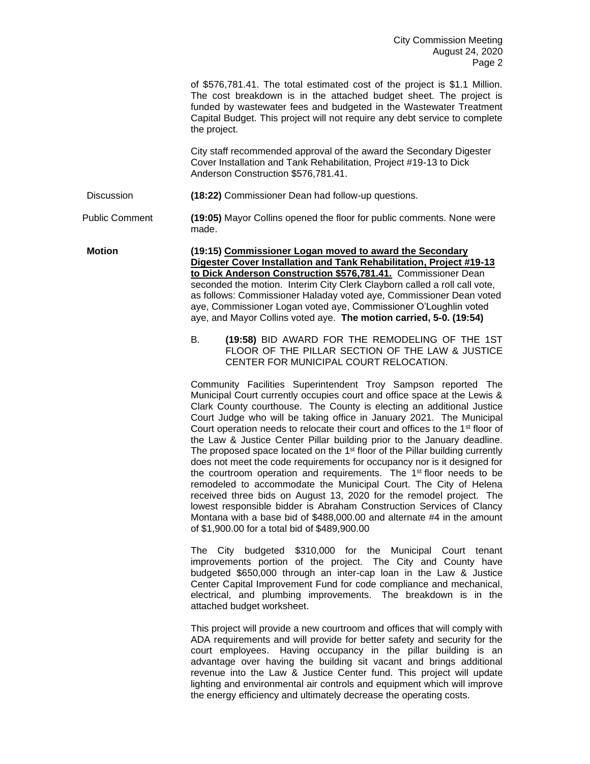of $576,781.41. The total estimated cost of the project is $1.1 Million. The cost breakdown is in the attached budget sheet. The project is funded by wastewater fees and budgeted in the Wastewater Treatment Capital Budget. This project will not require any debt service to complete the project.

City staff recommended approval of the award the Secondary Digester Cover Installation and Tank Rehabilitation, Project #19-13 to Dick Anderson Construction $576,781.41.

Discussion **(18:22)** Commissioner Dean had follow-up questions.

Public Comment **(19:05)** Mayor Collins opened the floor for public comments. None were made.

**Motion** **(19:15) Commissioner Logan moved to award the Secondary Digester Cover Installation and Tank Rehabilitation, Project #19-13 to Dick Anderson Construction $576,781.41.** Commissioner Dean seconded the motion. Interim City Clerk Clayborn called a roll call vote, as follows: Commissioner Haladay voted aye, Commissioner Dean voted aye, Commissioner Logan voted aye, Commissioner O'Loughlin voted aye, and Mayor Collins voted aye. **The motion carried, 5-0. (19:54)**

B. **(19:58)** BID AWARD FOR THE REMODELING OF THE 1ST FLOOR OF THE PILLAR SECTION OF THE LAW & JUSTICE CENTER FOR MUNICIPAL COURT RELOCATION.

Community Facilities Superintendent Troy Sampson reported The Municipal Court currently occupies court and office space at the Lewis & Clark County courthouse. The County is electing an additional Justice Court Judge who will be taking office in January 2021. The Municipal Court operation needs to relocate their court and offices to the 1st floor of the Law & Justice Center Pillar building prior to the January deadline. The proposed space located on the 1st floor of the Pillar building currently does not meet the code requirements for occupancy nor is it designed for the courtroom operation and requirements. The 1st floor needs to be remodeled to accommodate the Municipal Court. The City of Helena received three bids on August 13, 2020 for the remodel project. The lowest responsible bidder is Abraham Construction Services of Clancy Montana with a base bid of $488,000.00 and alternate #4 in the amount of $1,900.00 for a total bid of $489,900.00

The City budgeted $310,000 for the Municipal Court tenant improvements portion of the project. The City and County have budgeted $650,000 through an inter-cap loan in the Law & Justice Center Capital Improvement Fund for code compliance and mechanical, electrical, and plumbing improvements. The breakdown is in the attached budget worksheet.

This project will provide a new courtroom and offices that will comply with ADA requirements and will provide for better safety and security for the court employees. Having occupancy in the pillar building is an advantage over having the building sit vacant and brings additional revenue into the Law & Justice Center fund. This project will update lighting and environmental air controls and equipment which will improve the energy efficiency and ultimately decrease the operating costs.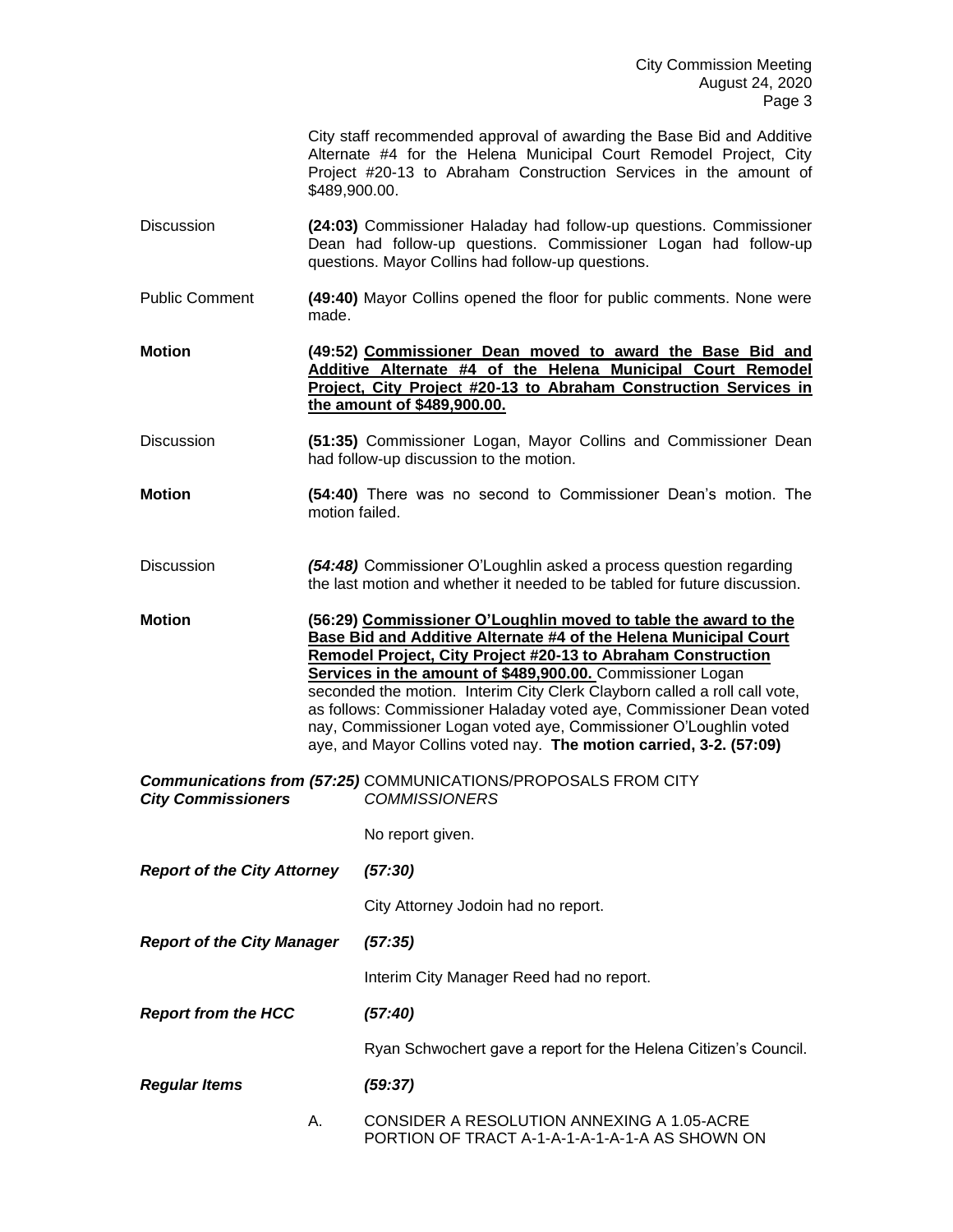City staff recommended approval of awarding the Base Bid and Additive Alternate #4 for the Helena Municipal Court Remodel Project, City Project #20-13 to Abraham Construction Services in the amount of $489,900.00.

Discussion **(24:03)** Commissioner Haladay had follow-up questions. Commissioner Dean had follow-up questions. Commissioner Logan had follow-up questions. Mayor Collins had follow-up questions.

Public Comment **(49:40)** Mayor Collins opened the floor for public comments. None were made.

**Motion** **(49:52) <u>Commissioner Dean moved to award the Base Bid and Additive Alternate #4 of the Helena Municipal Court Remodel Project, City Project #20-13 to Abraham Construction Services in the amount of $489,900.00.</u>**

Discussion **(51:35)** Commissioner Logan, Mayor Collins and Commissioner Dean had follow-up discussion to the motion.

**Motion** **(54:40)** There was no second to Commissioner Dean's motion. The motion failed.

Discussion ***(54:48)*** Commissioner O'Loughlin asked a process question regarding the last motion and whether it needed to be tabled for future discussion.

**Motion** **(56:29) <u>Commissioner O'Loughlin moved to table the award to the Base Bid and Additive Alternate #4 of the Helena Municipal Court Remodel Project, City Project #20-13 to Abraham Construction Services in the amount of $489,900.00.</u>** Commissioner Logan seconded the motion. Interim City Clerk Clayborn called a roll call vote, as follows: Commissioner Haladay voted aye, Commissioner Dean voted nay, Commissioner Logan voted aye, Commissioner O'Loughlin voted aye, and Mayor Collins voted nay. **The motion carried, 3-2. (57:09)**

***Communications from City Commissioners*** ***(57:25)*** COMMUNICATIONS/PROPOSALS FROM CITY *COMMISSIONERS*

No report given.

***Report of the City Attorney*** ***(57:30)***

City Attorney Jodoin had no report.

***Report of the City Manager*** ***(57:35)***

Interim City Manager Reed had no report.

***Report from the HCC*** ***(57:40)***

Ryan Schwochert gave a report for the Helena Citizen's Council.

***Regular Items*** ***(59:37)***

A. CONSIDER A RESOLUTION ANNEXING A 1.05-ACRE PORTION OF TRACT A-1-A-1-A-1-A-1-A AS SHOWN ON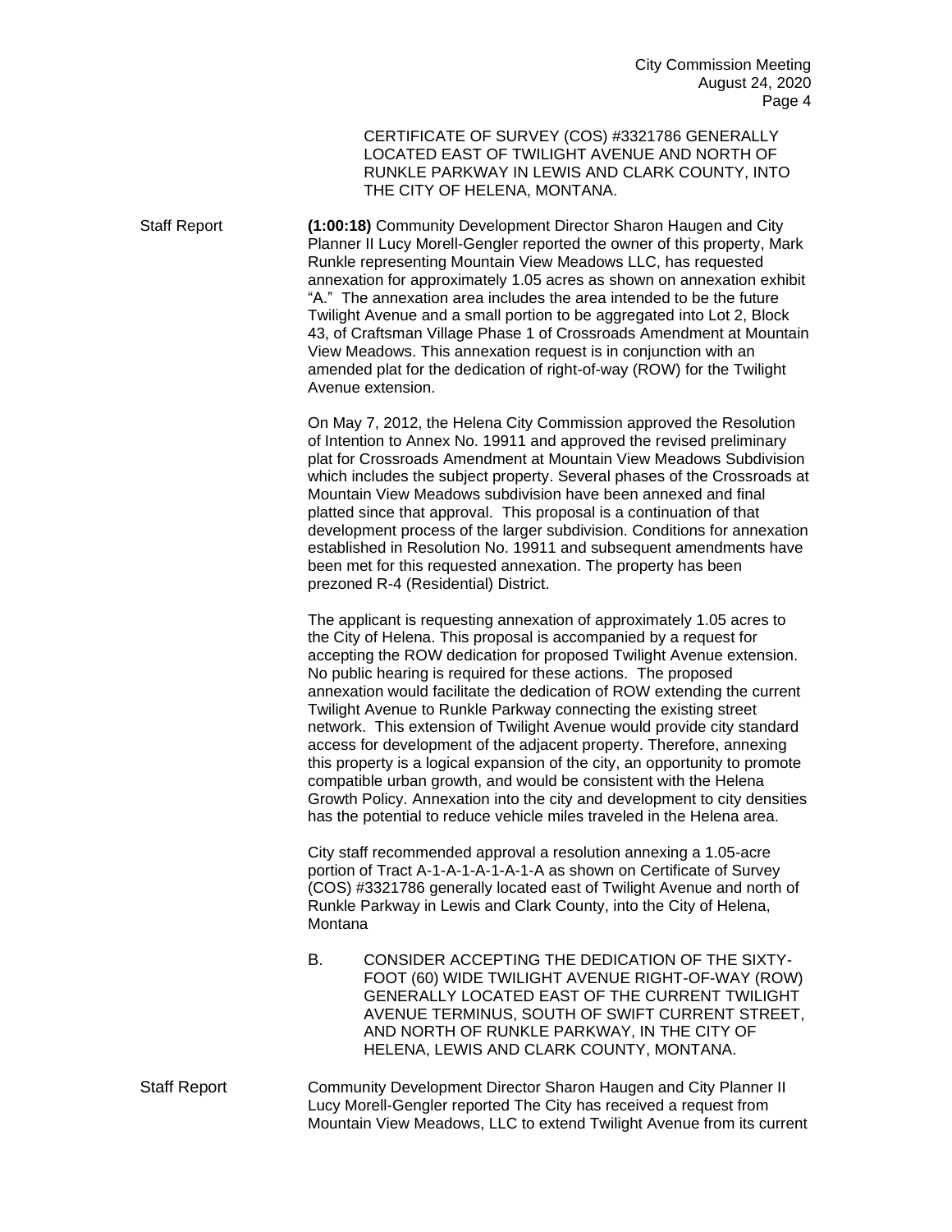CERTIFICATE OF SURVEY (COS) #3321786 GENERALLY LOCATED EAST OF TWILIGHT AVENUE AND NORTH OF RUNKLE PARKWAY IN LEWIS AND CLARK COUNTY, INTO THE CITY OF HELENA, MONTANA.

Staff Report

**(1:00:18)** Community Development Director Sharon Haugen and City Planner II Lucy Morell-Gengler reported the owner of this property, Mark Runkle representing Mountain View Meadows LLC, has requested annexation for approximately 1.05 acres as shown on annexation exhibit "A." The annexation area includes the area intended to be the future Twilight Avenue and a small portion to be aggregated into Lot 2, Block 43, of Craftsman Village Phase 1 of Crossroads Amendment at Mountain View Meadows. This annexation request is in conjunction with an amended plat for the dedication of right-of-way (ROW) for the Twilight Avenue extension.

On May 7, 2012, the Helena City Commission approved the Resolution of Intention to Annex No. 19911 and approved the revised preliminary plat for Crossroads Amendment at Mountain View Meadows Subdivision which includes the subject property. Several phases of the Crossroads at Mountain View Meadows subdivision have been annexed and final platted since that approval. This proposal is a continuation of that development process of the larger subdivision. Conditions for annexation established in Resolution No. 19911 and subsequent amendments have been met for this requested annexation. The property has been prezoned R-4 (Residential) District.

The applicant is requesting annexation of approximately 1.05 acres to the City of Helena. This proposal is accompanied by a request for accepting the ROW dedication for proposed Twilight Avenue extension. No public hearing is required for these actions. The proposed annexation would facilitate the dedication of ROW extending the current Twilight Avenue to Runkle Parkway connecting the existing street network. This extension of Twilight Avenue would provide city standard access for development of the adjacent property. Therefore, annexing this property is a logical expansion of the city, an opportunity to promote compatible urban growth, and would be consistent with the Helena Growth Policy. Annexation into the city and development to city densities has the potential to reduce vehicle miles traveled in the Helena area.

City staff recommended approval a resolution annexing a 1.05-acre portion of Tract A-1-A-1-A-1-A-1-A as shown on Certificate of Survey (COS) #3321786 generally located east of Twilight Avenue and north of Runkle Parkway in Lewis and Clark County, into the City of Helena, Montana

B. CONSIDER ACCEPTING THE DEDICATION OF THE SIXTY-FOOT (60) WIDE TWILIGHT AVENUE RIGHT-OF-WAY (ROW) GENERALLY LOCATED EAST OF THE CURRENT TWILIGHT AVENUE TERMINUS, SOUTH OF SWIFT CURRENT STREET, AND NORTH OF RUNKLE PARKWAY, IN THE CITY OF HELENA, LEWIS AND CLARK COUNTY, MONTANA.

Staff Report

Community Development Director Sharon Haugen and City Planner II Lucy Morell-Gengler reported The City has received a request from Mountain View Meadows, LLC to extend Twilight Avenue from its current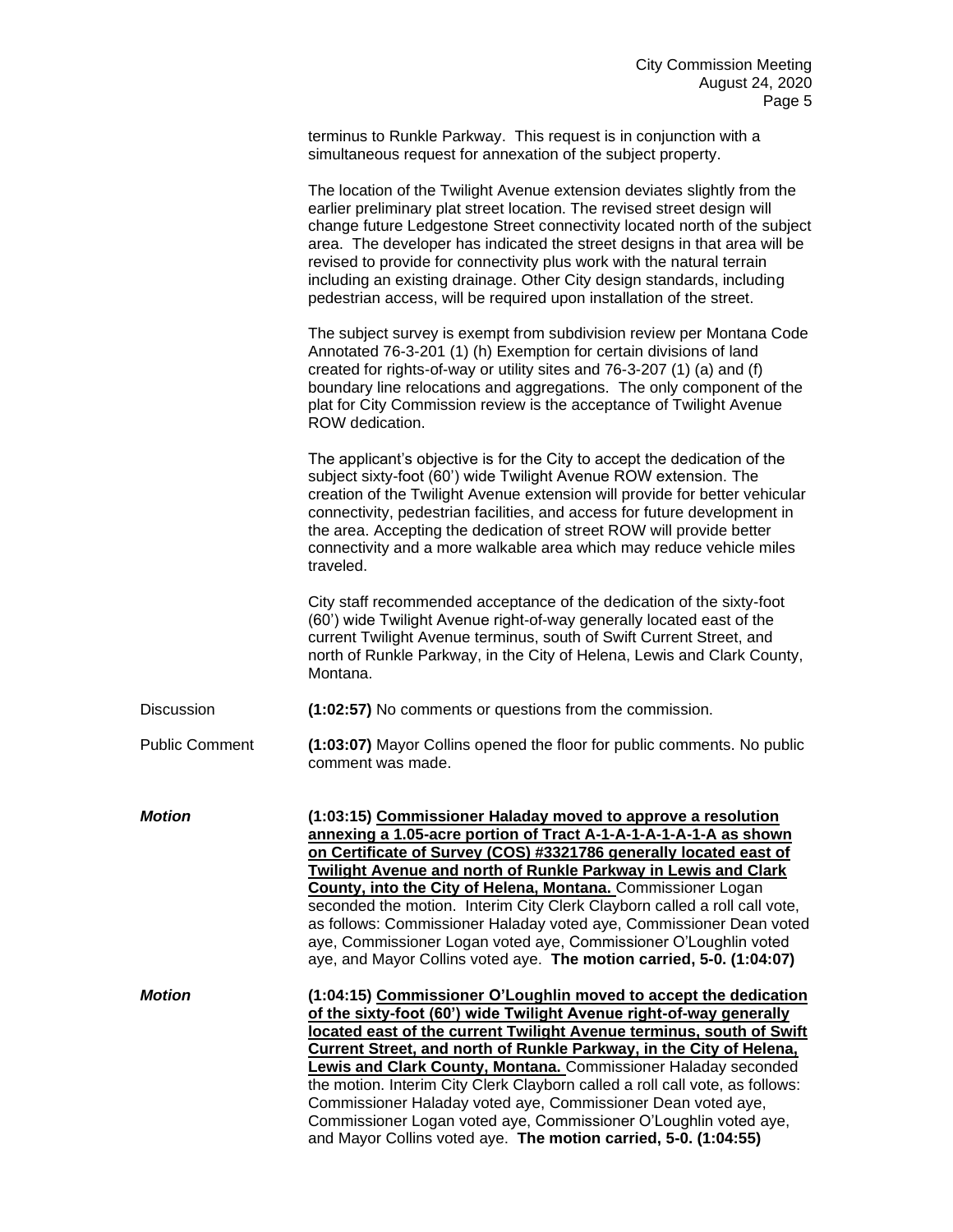terminus to Runkle Parkway. This request is in conjunction with a simultaneous request for annexation of the subject property.

The location of the Twilight Avenue extension deviates slightly from the earlier preliminary plat street location. The revised street design will change future Ledgestone Street connectivity located north of the subject area. The developer has indicated the street designs in that area will be revised to provide for connectivity plus work with the natural terrain including an existing drainage. Other City design standards, including pedestrian access, will be required upon installation of the street.

The subject survey is exempt from subdivision review per Montana Code Annotated 76-3-201 (1) (h) Exemption for certain divisions of land created for rights-of-way or utility sites and 76-3-207 (1) (a) and (f) boundary line relocations and aggregations. The only component of the plat for City Commission review is the acceptance of Twilight Avenue ROW dedication.

The applicant's objective is for the City to accept the dedication of the subject sixty-foot (60') wide Twilight Avenue ROW extension. The creation of the Twilight Avenue extension will provide for better vehicular connectivity, pedestrian facilities, and access for future development in the area. Accepting the dedication of street ROW will provide better connectivity and a more walkable area which may reduce vehicle miles traveled.

City staff recommended acceptance of the dedication of the sixty-foot (60') wide Twilight Avenue right-of-way generally located east of the current Twilight Avenue terminus, south of Swift Current Street, and north of Runkle Parkway, in the City of Helena, Lewis and Clark County, Montana.

Discussion **(1:02:57)** No comments or questions from the commission.

Public Comment **(1:03:07)** Mayor Collins opened the floor for public comments. No public comment was made.

***Motion*** **(1:03:15) Commissioner Haladay moved to approve a resolution annexing a 1.05-acre portion of Tract A-1-A-1-A-1-A-1-A as shown on Certificate of Survey (COS) #3321786 generally located east of Twilight Avenue and north of Runkle Parkway in Lewis and Clark County, into the City of Helena, Montana.** Commissioner Logan seconded the motion. Interim City Clerk Clayborn called a roll call vote, as follows: Commissioner Haladay voted aye, Commissioner Dean voted aye, Commissioner Logan voted aye, Commissioner O'Loughlin voted aye, and Mayor Collins voted aye. **The motion carried, 5-0. (1:04:07)**

***Motion*** **(1:04:15) Commissioner O'Loughlin moved to accept the dedication of the sixty-foot (60') wide Twilight Avenue right-of-way generally located east of the current Twilight Avenue terminus, south of Swift Current Street, and north of Runkle Parkway, in the City of Helena, Lewis and Clark County, Montana.** Commissioner Haladay seconded the motion. Interim City Clerk Clayborn called a roll call vote, as follows: Commissioner Haladay voted aye, Commissioner Dean voted aye, Commissioner Logan voted aye, Commissioner O'Loughlin voted aye, and Mayor Collins voted aye. **The motion carried, 5-0. (1:04:55)**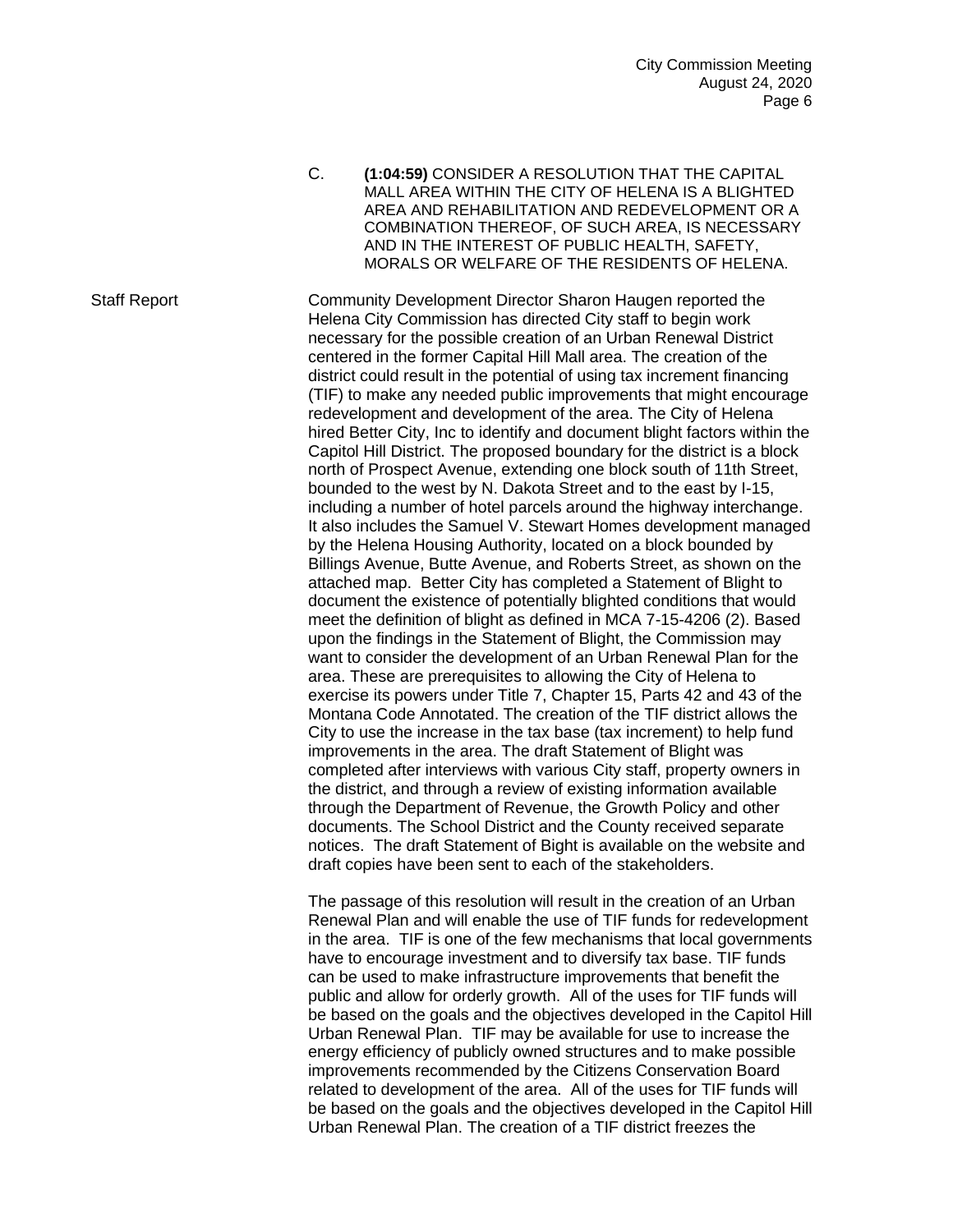C. **(1:04:59)** CONSIDER A RESOLUTION THAT THE CAPITAL MALL AREA WITHIN THE CITY OF HELENA IS A BLIGHTED AREA AND REHABILITATION AND REDEVELOPMENT OR A COMBINATION THEREOF, OF SUCH AREA, IS NECESSARY AND IN THE INTEREST OF PUBLIC HEALTH, SAFETY, MORALS OR WELFARE OF THE RESIDENTS OF HELENA.

Staff Report

Community Development Director Sharon Haugen reported the Helena City Commission has directed City staff to begin work necessary for the possible creation of an Urban Renewal District centered in the former Capital Hill Mall area. The creation of the district could result in the potential of using tax increment financing (TIF) to make any needed public improvements that might encourage redevelopment and development of the area. The City of Helena hired Better City, Inc to identify and document blight factors within the Capitol Hill District. The proposed boundary for the district is a block north of Prospect Avenue, extending one block south of 11th Street, bounded to the west by N. Dakota Street and to the east by I-15, including a number of hotel parcels around the highway interchange. It also includes the Samuel V. Stewart Homes development managed by the Helena Housing Authority, located on a block bounded by Billings Avenue, Butte Avenue, and Roberts Street, as shown on the attached map. Better City has completed a Statement of Blight to document the existence of potentially blighted conditions that would meet the definition of blight as defined in MCA 7-15-4206 (2). Based upon the findings in the Statement of Blight, the Commission may want to consider the development of an Urban Renewal Plan for the area. These are prerequisites to allowing the City of Helena to exercise its powers under Title 7, Chapter 15, Parts 42 and 43 of the Montana Code Annotated. The creation of the TIF district allows the City to use the increase in the tax base (tax increment) to help fund improvements in the area. The draft Statement of Blight was completed after interviews with various City staff, property owners in the district, and through a review of existing information available through the Department of Revenue, the Growth Policy and other documents. The School District and the County received separate notices. The draft Statement of Bight is available on the website and draft copies have been sent to each of the stakeholders.

The passage of this resolution will result in the creation of an Urban Renewal Plan and will enable the use of TIF funds for redevelopment in the area. TIF is one of the few mechanisms that local governments have to encourage investment and to diversify tax base. TIF funds can be used to make infrastructure improvements that benefit the public and allow for orderly growth. All of the uses for TIF funds will be based on the goals and the objectives developed in the Capitol Hill Urban Renewal Plan. TIF may be available for use to increase the energy efficiency of publicly owned structures and to make possible improvements recommended by the Citizens Conservation Board related to development of the area. All of the uses for TIF funds will be based on the goals and the objectives developed in the Capitol Hill Urban Renewal Plan. The creation of a TIF district freezes the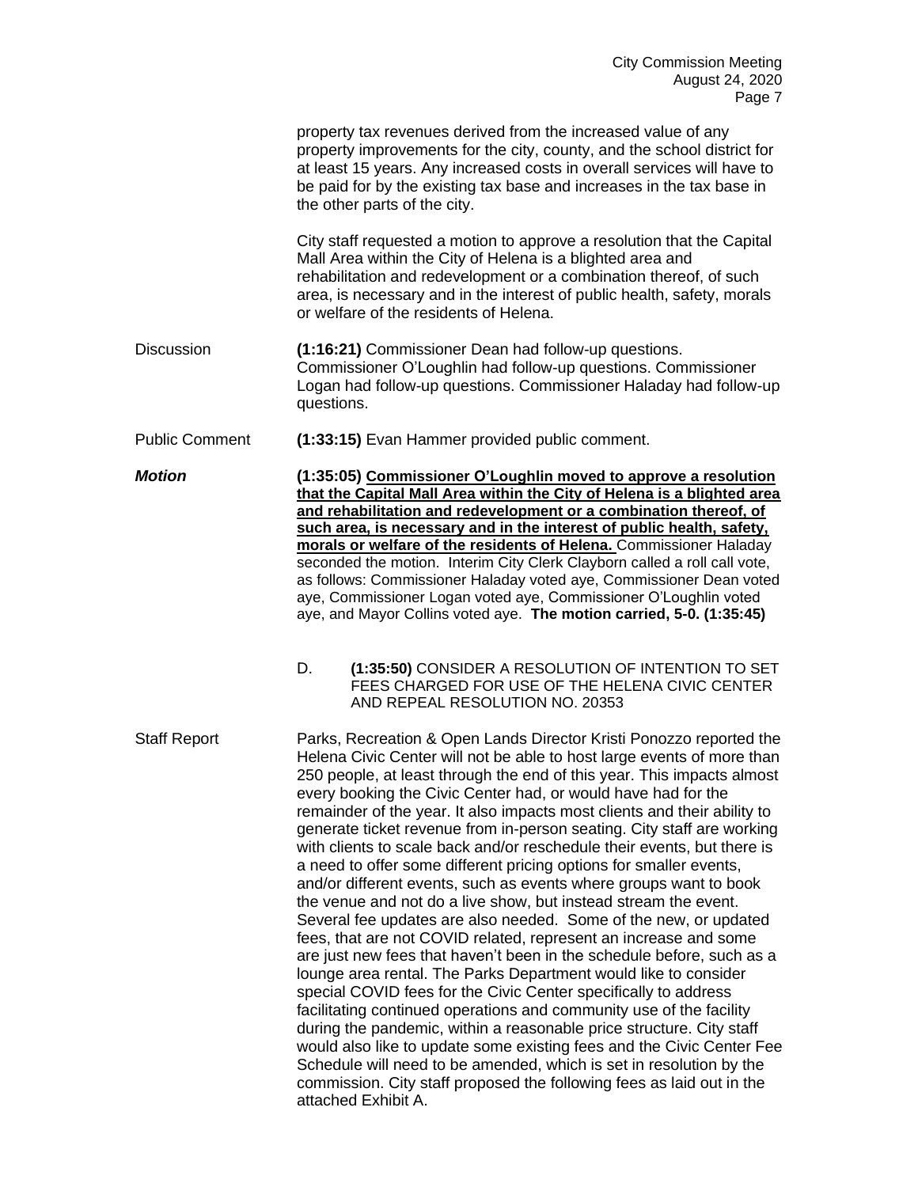property tax revenues derived from the increased value of any property improvements for the city, county, and the school district for at least 15 years. Any increased costs in overall services will have to be paid for by the existing tax base and increases in the tax base in the other parts of the city.

City staff requested a motion to approve a resolution that the Capital Mall Area within the City of Helena is a blighted area and rehabilitation and redevelopment or a combination thereof, of such area, is necessary and in the interest of public health, safety, morals or welfare of the residents of Helena.

Discussion **(1:16:21)** Commissioner Dean had follow-up questions. Commissioner O'Loughlin had follow-up questions. Commissioner Logan had follow-up questions. Commissioner Haladay had follow-up questions.

Public Comment **(1:33:15)** Evan Hammer provided public comment.

***Motion*** **(1:35:05) <u>Commissioner O'Loughlin moved to approve a resolution that the Capital Mall Area within the City of Helena is a blighted area and rehabilitation and redevelopment or a combination thereof, of such area, is necessary and in the interest of public health, safety, morals or welfare of the residents of Helena.</u>** Commissioner Haladay seconded the motion. Interim City Clerk Clayborn called a roll call vote, as follows: Commissioner Haladay voted aye, Commissioner Dean voted aye, Commissioner Logan voted aye, Commissioner O'Loughlin voted aye, and Mayor Collins voted aye. **The motion carried, 5-0. (1:35:45)**

D. **(1:35:50)** CONSIDER A RESOLUTION OF INTENTION TO SET FEES CHARGED FOR USE OF THE HELENA CIVIC CENTER AND REPEAL RESOLUTION NO. 20353

Staff Report Parks, Recreation & Open Lands Director Kristi Ponozzo reported the Helena Civic Center will not be able to host large events of more than 250 people, at least through the end of this year. This impacts almost every booking the Civic Center had, or would have had for the remainder of the year. It also impacts most clients and their ability to generate ticket revenue from in-person seating. City staff are working with clients to scale back and/or reschedule their events, but there is a need to offer some different pricing options for smaller events, and/or different events, such as events where groups want to book the venue and not do a live show, but instead stream the event. Several fee updates are also needed. Some of the new, or updated fees, that are not COVID related, represent an increase and some are just new fees that haven't been in the schedule before, such as a lounge area rental. The Parks Department would like to consider special COVID fees for the Civic Center specifically to address facilitating continued operations and community use of the facility during the pandemic, within a reasonable price structure. City staff would also like to update some existing fees and the Civic Center Fee Schedule will need to be amended, which is set in resolution by the commission. City staff proposed the following fees as laid out in the attached Exhibit A.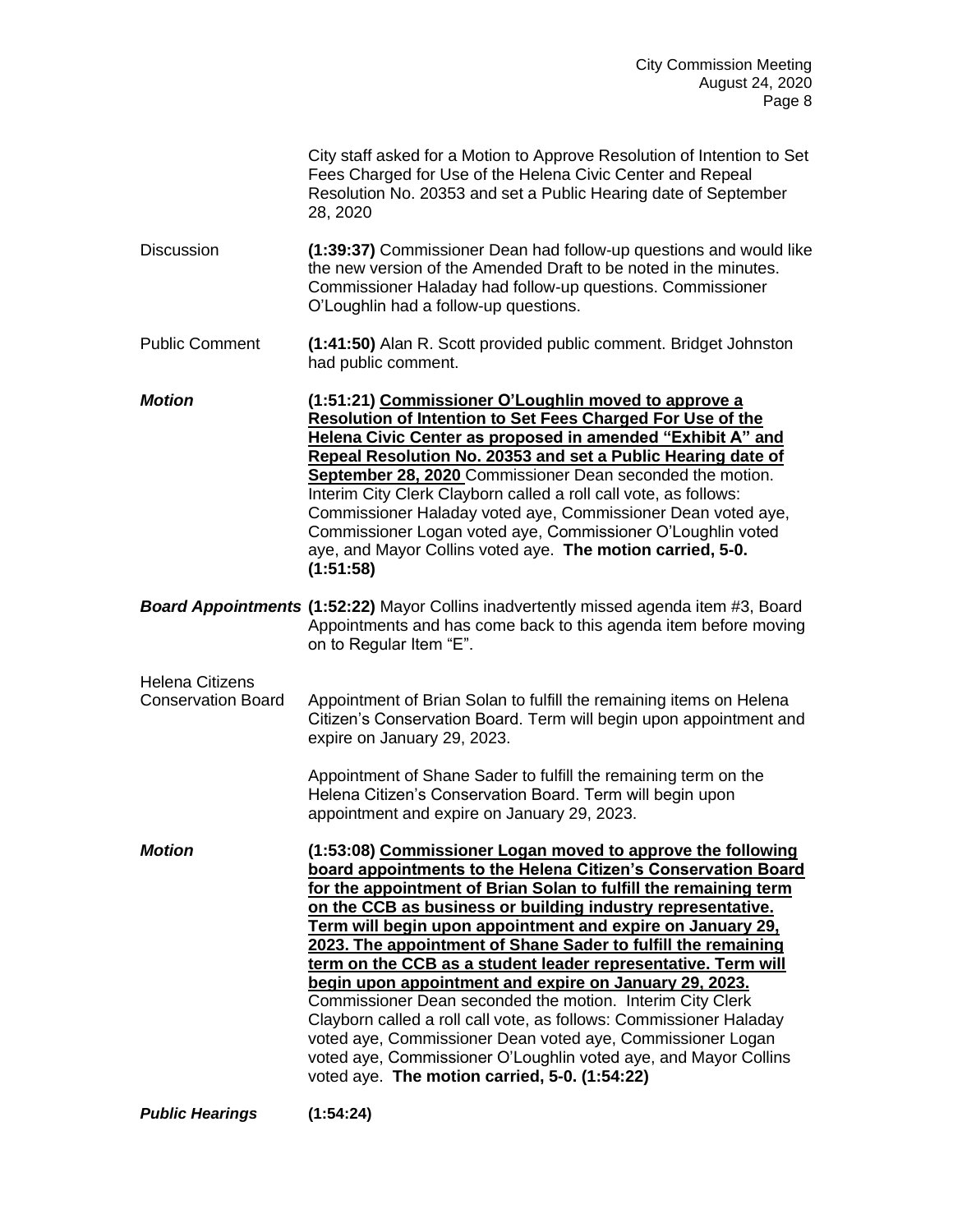City staff asked for a Motion to Approve Resolution of Intention to Set Fees Charged for Use of the Helena Civic Center and Repeal Resolution No. 20353 and set a Public Hearing date of September 28, 2020

Discussion **(1:39:37)** Commissioner Dean had follow-up questions and would like the new version of the Amended Draft to be noted in the minutes. Commissioner Haladay had follow-up questions. Commissioner O'Loughlin had a follow-up questions.

Public Comment **(1:41:50)** Alan R. Scott provided public comment. Bridget Johnston had public comment.

***Motion*** **(1:51:21) <u>Commissioner O'Loughlin moved to approve a Resolution of Intention to Set Fees Charged For Use of the Helena Civic Center as proposed in amended "Exhibit A" and Repeal Resolution No. 20353 and set a Public Hearing date of September 28, 2020</u>** Commissioner Dean seconded the motion. Interim City Clerk Clayborn called a roll call vote, as follows: Commissioner Haladay voted aye, Commissioner Dean voted aye, Commissioner Logan voted aye, Commissioner O'Loughlin voted aye, and Mayor Collins voted aye. **The motion carried, 5-0. (1:51:58)**

***Board Appointments*** **(1:52:22)** Mayor Collins inadvertently missed agenda item #3, Board Appointments and has come back to this agenda item before moving on to Regular Item "E".

Helena Citizens Conservation Board

Appointment of Brian Solan to fulfill the remaining items on Helena Citizen's Conservation Board. Term will begin upon appointment and expire on January 29, 2023.

Appointment of Shane Sader to fulfill the remaining term on the Helena Citizen's Conservation Board. Term will begin upon appointment and expire on January 29, 2023.

***Motion*** **(1:53:08) <u>Commissioner Logan moved to approve the following board appointments to the Helena Citizen's Conservation Board for the appointment of Brian Solan to fulfill the remaining term on the CCB as business or building industry representative. Term will begin upon appointment and expire on January 29, 2023. The appointment of Shane Sader to fulfill the remaining term on the CCB as a student leader representative. Term will begin upon appointment and expire on January 29, 2023.</u>** Commissioner Dean seconded the motion. Interim City Clerk Clayborn called a roll call vote, as follows: Commissioner Haladay voted aye, Commissioner Dean voted aye, Commissioner Logan voted aye, Commissioner O'Loughlin voted aye, and Mayor Collins voted aye. **The motion carried, 5-0. (1:54:22)**

***Public Hearings*** **(1:54:24)**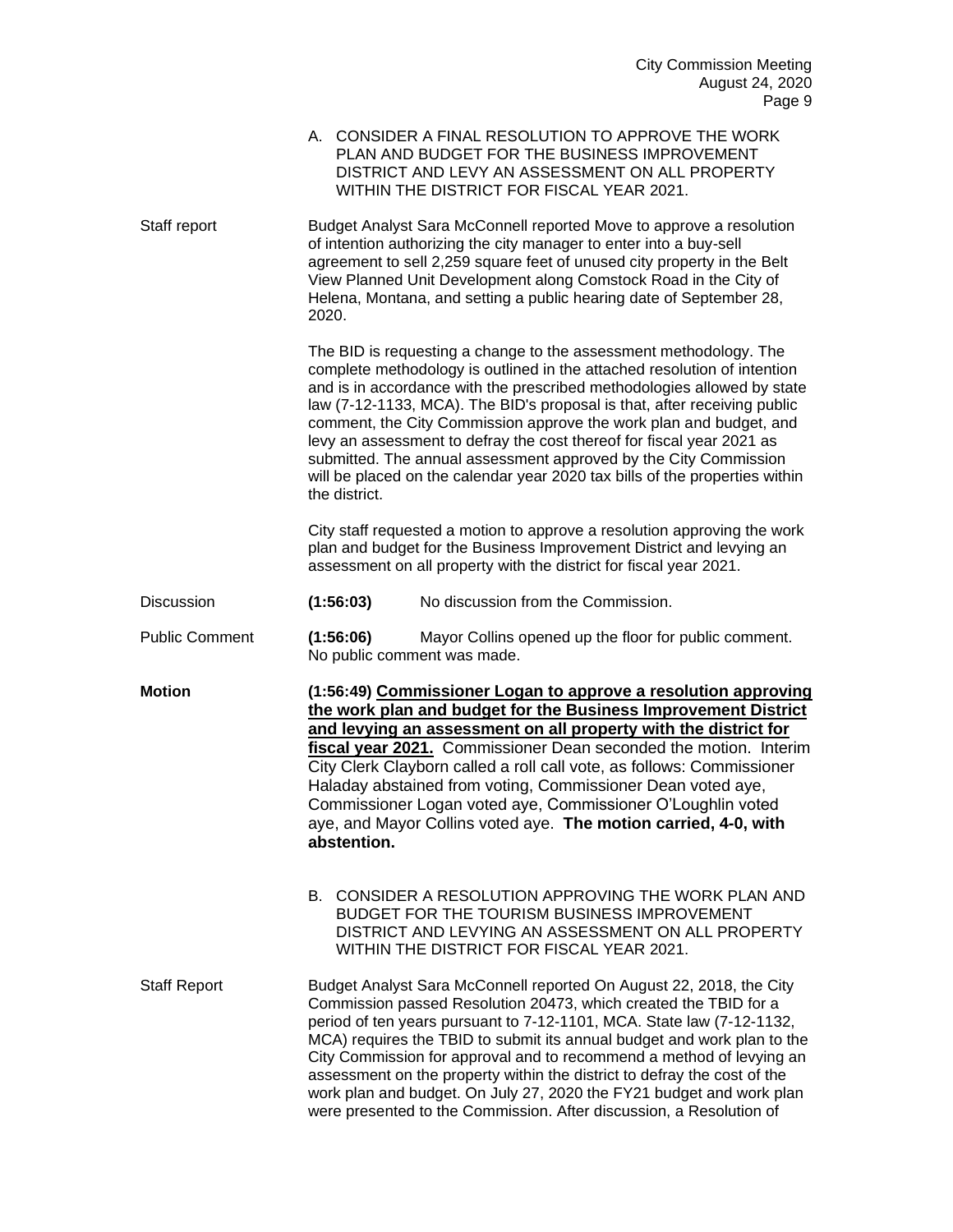A. CONSIDER A FINAL RESOLUTION TO APPROVE THE WORK PLAN AND BUDGET FOR THE BUSINESS IMPROVEMENT DISTRICT AND LEVY AN ASSESSMENT ON ALL PROPERTY WITHIN THE DISTRICT FOR FISCAL YEAR 2021.

Staff report

Budget Analyst Sara McConnell reported Move to approve a resolution of intention authorizing the city manager to enter into a buy-sell agreement to sell 2,259 square feet of unused city property in the Belt View Planned Unit Development along Comstock Road in the City of Helena, Montana, and setting a public hearing date of September 28, 2020.

The BID is requesting a change to the assessment methodology. The complete methodology is outlined in the attached resolution of intention and is in accordance with the prescribed methodologies allowed by state law (7-12-1133, MCA). The BID's proposal is that, after receiving public comment, the City Commission approve the work plan and budget, and levy an assessment to defray the cost thereof for fiscal year 2021 as submitted. The annual assessment approved by the City Commission will be placed on the calendar year 2020 tax bills of the properties within the district.

City staff requested a motion to approve a resolution approving the work plan and budget for the Business Improvement District and levying an assessment on all property with the district for fiscal year 2021.

Discussion

**(1:56:03)** No discussion from the Commission.

Public Comment

**(1:56:06)** Mayor Collins opened up the floor for public comment. No public comment was made.

**Motion**

**(1:56:49) <u>Commissioner Logan to approve a resolution approving the work plan and budget for the Business Improvement District and levying an assessment on all property with the district for fiscal year 2021.</u>** Commissioner Dean seconded the motion. Interim City Clerk Clayborn called a roll call vote, as follows: Commissioner Haladay abstained from voting, Commissioner Dean voted aye, Commissioner Logan voted aye, Commissioner O'Loughlin voted aye, and Mayor Collins voted aye. **The motion carried, 4-0, with abstention.**

B. CONSIDER A RESOLUTION APPROVING THE WORK PLAN AND BUDGET FOR THE TOURISM BUSINESS IMPROVEMENT DISTRICT AND LEVYING AN ASSESSMENT ON ALL PROPERTY WITHIN THE DISTRICT FOR FISCAL YEAR 2021.

Staff Report

Budget Analyst Sara McConnell reported On August 22, 2018, the City Commission passed Resolution 20473, which created the TBID for a period of ten years pursuant to 7-12-1101, MCA. State law (7-12-1132, MCA) requires the TBID to submit its annual budget and work plan to the City Commission for approval and to recommend a method of levying an assessment on the property within the district to defray the cost of the work plan and budget. On July 27, 2020 the FY21 budget and work plan were presented to the Commission. After discussion, a Resolution of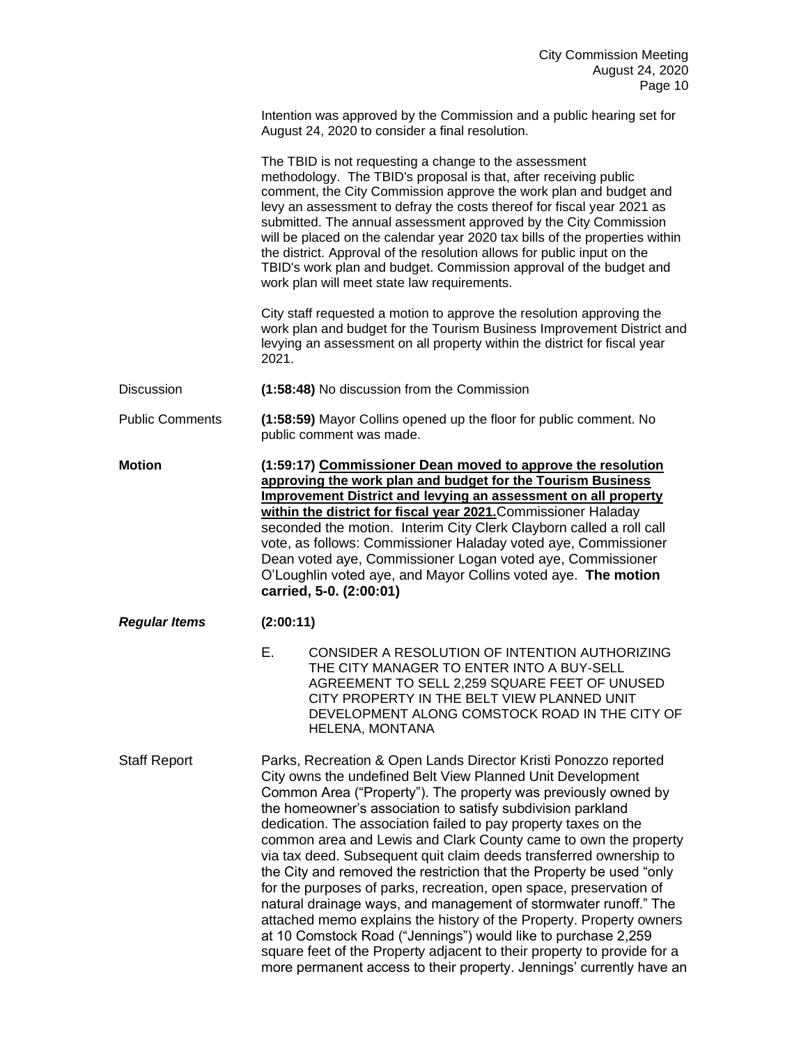Intention was approved by the Commission and a public hearing set for August 24, 2020 to consider a final resolution.

The TBID is not requesting a change to the assessment methodology. The TBID's proposal is that, after receiving public comment, the City Commission approve the work plan and budget and levy an assessment to defray the costs thereof for fiscal year 2021 as submitted. The annual assessment approved by the City Commission will be placed on the calendar year 2020 tax bills of the properties within the district. Approval of the resolution allows for public input on the TBID's work plan and budget. Commission approval of the budget and work plan will meet state law requirements.

City staff requested a motion to approve the resolution approving the work plan and budget for the Tourism Business Improvement District and levying an assessment on all property within the district for fiscal year 2021.

Discussion — **(1:58:48)** No discussion from the Commission

Public Comments — **(1:58:59)** Mayor Collins opened up the floor for public comment. No public comment was made.

**Motion** — **(1:59:17) Commissioner Dean moved to approve the resolution approving the work plan and budget for the Tourism Business Improvement District and levying an assessment on all property within the district for fiscal year 2021.** Commissioner Haladay seconded the motion. Interim City Clerk Clayborn called a roll call vote, as follows: Commissioner Haladay voted aye, Commissioner Dean voted aye, Commissioner Logan voted aye, Commissioner O'Loughlin voted aye, and Mayor Collins voted aye. **The motion carried, 5-0. (2:00:01)**

***Regular Items*** **(2:00:11)**

E. CONSIDER A RESOLUTION OF INTENTION AUTHORIZING THE CITY MANAGER TO ENTER INTO A BUY-SELL AGREEMENT TO SELL 2,259 SQUARE FEET OF UNUSED CITY PROPERTY IN THE BELT VIEW PLANNED UNIT DEVELOPMENT ALONG COMSTOCK ROAD IN THE CITY OF HELENA, MONTANA

Staff Report — Parks, Recreation & Open Lands Director Kristi Ponozzo reported City owns the undefined Belt View Planned Unit Development Common Area ("Property"). The property was previously owned by the homeowner's association to satisfy subdivision parkland dedication. The association failed to pay property taxes on the common area and Lewis and Clark County came to own the property via tax deed. Subsequent quit claim deeds transferred ownership to the City and removed the restriction that the Property be used "only for the purposes of parks, recreation, open space, preservation of natural drainage ways, and management of stormwater runoff." The attached memo explains the history of the Property. Property owners at 10 Comstock Road ("Jennings") would like to purchase 2,259 square feet of the Property adjacent to their property to provide for a more permanent access to their property. Jennings' currently have an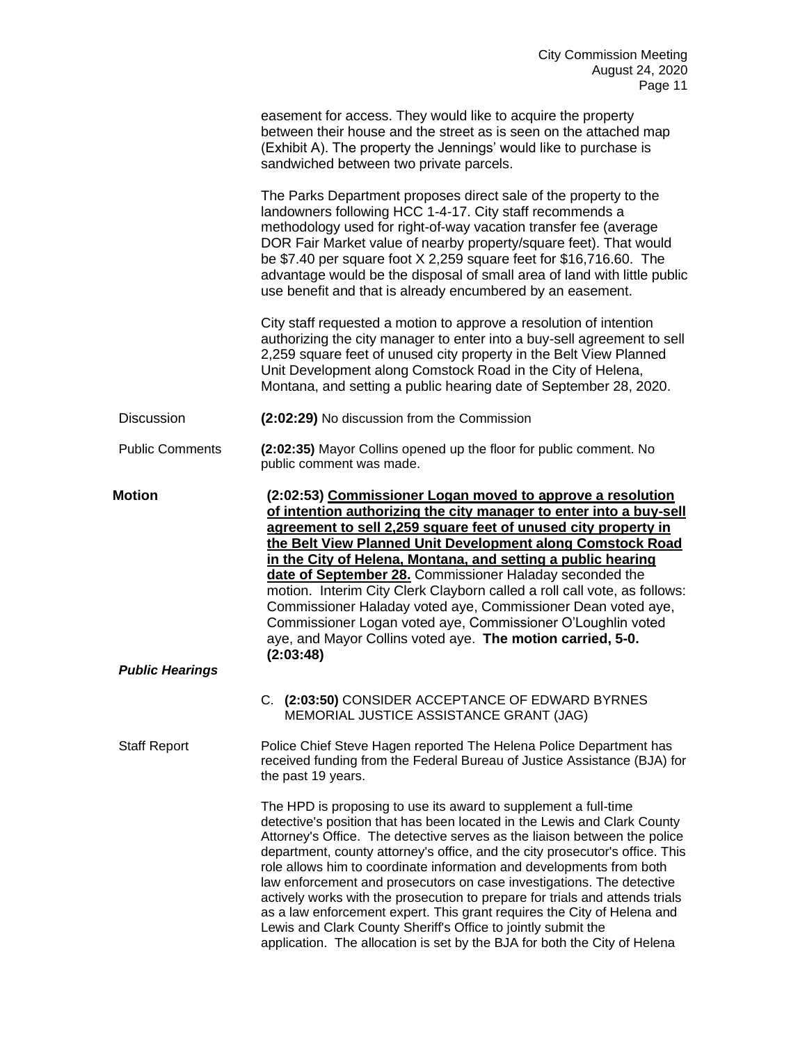easement for access. They would like to acquire the property between their house and the street as is seen on the attached map (Exhibit A). The property the Jennings' would like to purchase is sandwiched between two private parcels.

The Parks Department proposes direct sale of the property to the landowners following HCC 1-4-17. City staff recommends a methodology used for right-of-way vacation transfer fee (average DOR Fair Market value of nearby property/square feet). That would be $7.40 per square foot X 2,259 square feet for $16,716.60. The advantage would be the disposal of small area of land with little public use benefit and that is already encumbered by an easement.

City staff requested a motion to approve a resolution of intention authorizing the city manager to enter into a buy-sell agreement to sell 2,259 square feet of unused city property in the Belt View Planned Unit Development along Comstock Road in the City of Helena, Montana, and setting a public hearing date of September 28, 2020.

Discussion

**(2:02:29)** No discussion from the Commission

Public Comments

**(2:02:35)** Mayor Collins opened up the floor for public comment. No public comment was made.

**Motion**

**(2:02:53) Commissioner Logan moved to approve a resolution of intention authorizing the city manager to enter into a buy-sell agreement to sell 2,259 square feet of unused city property in the Belt View Planned Unit Development along Comstock Road in the City of Helena, Montana, and setting a public hearing date of September 28.** Commissioner Haladay seconded the motion. Interim City Clerk Clayborn called a roll call vote, as follows: Commissioner Haladay voted aye, Commissioner Dean voted aye, Commissioner Logan voted aye, Commissioner O'Loughlin voted aye, and Mayor Collins voted aye. **The motion carried, 5-0. (2:03:48)**

***Public Hearings***

C. **(2:03:50)** CONSIDER ACCEPTANCE OF EDWARD BYRNES MEMORIAL JUSTICE ASSISTANCE GRANT (JAG)

Staff Report

Police Chief Steve Hagen reported The Helena Police Department has received funding from the Federal Bureau of Justice Assistance (BJA) for the past 19 years.

The HPD is proposing to use its award to supplement a full-time detective's position that has been located in the Lewis and Clark County Attorney's Office. The detective serves as the liaison between the police department, county attorney's office, and the city prosecutor's office. This role allows him to coordinate information and developments from both law enforcement and prosecutors on case investigations. The detective actively works with the prosecution to prepare for trials and attends trials as a law enforcement expert. This grant requires the City of Helena and Lewis and Clark County Sheriff's Office to jointly submit the application. The allocation is set by the BJA for both the City of Helena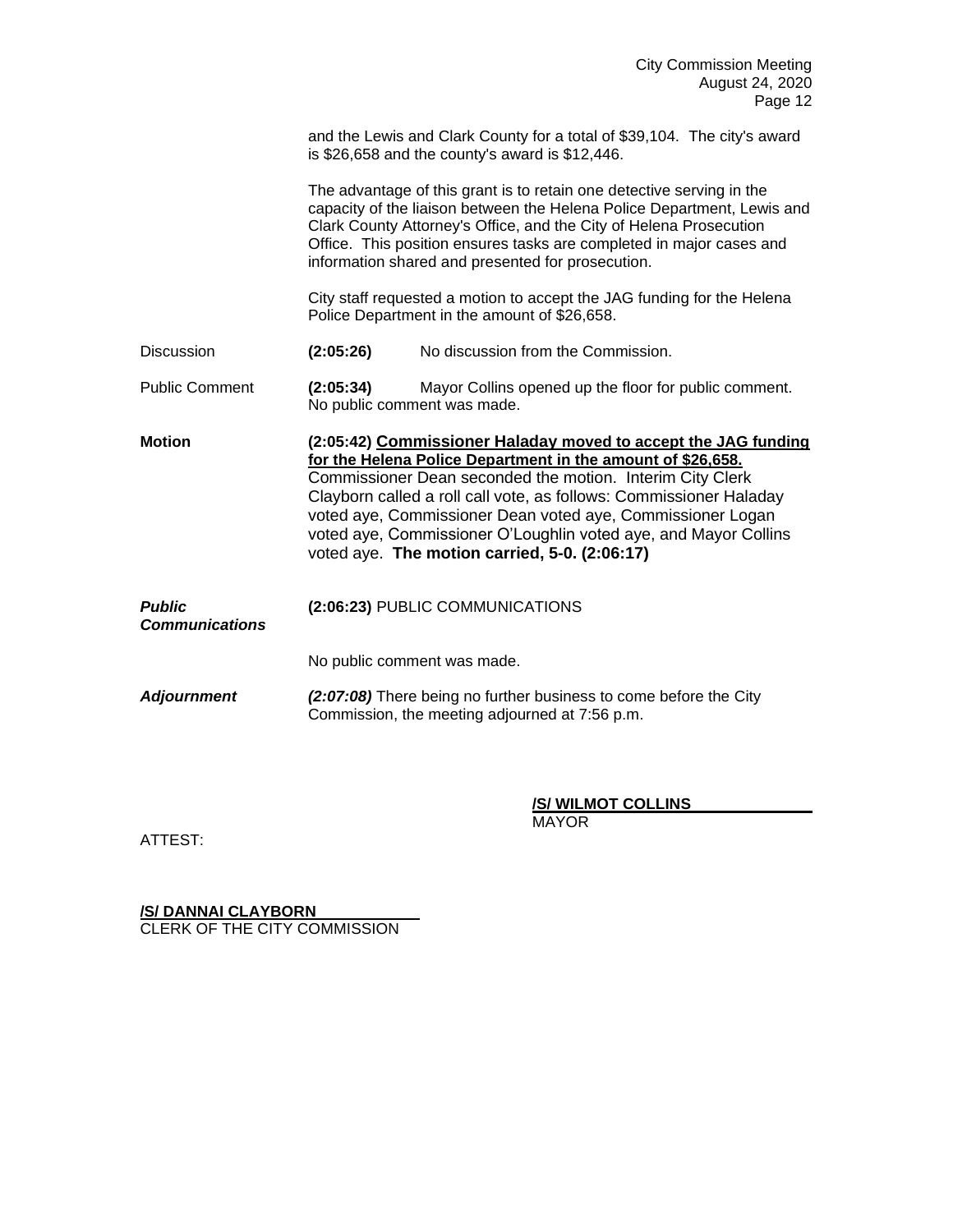and the Lewis and Clark County for a total of $39,104. The city's award is $26,658 and the county's award is $12,446.

The advantage of this grant is to retain one detective serving in the capacity of the liaison between the Helena Police Department, Lewis and Clark County Attorney's Office, and the City of Helena Prosecution Office. This position ensures tasks are completed in major cases and information shared and presented for prosecution.

City staff requested a motion to accept the JAG funding for the Helena Police Department in the amount of $26,658.

Discussion — **(2:05:26)** No discussion from the Commission.

Public Comment — **(2:05:34)** Mayor Collins opened up the floor for public comment. No public comment was made.

**Motion** — **(2:05:42) <u>Commissioner Haladay moved to accept the JAG funding for the Helena Police Department in the amount of $26,658.</u>** Commissioner Dean seconded the motion. Interim City Clerk Clayborn called a roll call vote, as follows: Commissioner Haladay voted aye, Commissioner Dean voted aye, Commissioner Logan voted aye, Commissioner O'Loughlin voted aye, and Mayor Collins voted aye. **The motion carried, 5-0. (2:06:17)**

***Public Communications*** — **(2:06:23)** PUBLIC COMMUNICATIONS

No public comment was made.

***Adjournment*** — ***(2:07:08)*** There being no further business to come before the City Commission, the meeting adjourned at 7:56 p.m.

**<u>/S/ WILMOT COLLINS</u>**
MAYOR

ATTEST:

**<u>/S/ DANNAI CLAYBORN</u>**
CLERK OF THE CITY COMMISSION